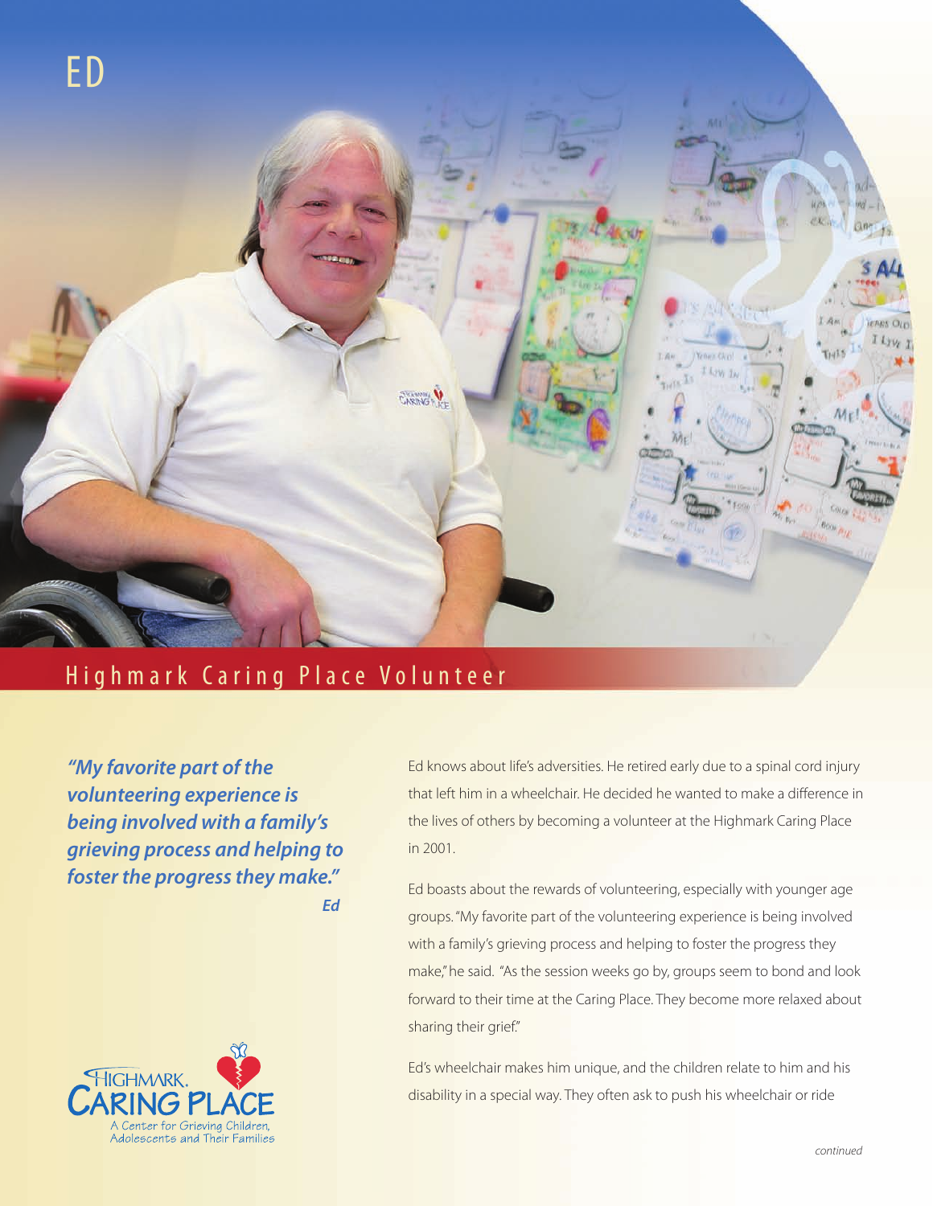# ED

## Highmark Caring Place Volunteer

***"My favorite part of the volunteering experience is being involved with a family's grieving process and helping to foster the progress they make."***

***Ed***

Ed knows about life's adversities. He retired early due to a spinal cord injury that left him in a wheelchair. He decided he wanted to make a difference in the lives of others by becoming a volunteer at the Highmark Caring Place in 2001.

Ed boasts about the rewards of volunteering, especially with younger age groups. "My favorite part of the volunteering experience is being involved with a family's grieving process and helping to foster the progress they make," he said. "As the session weeks go by, groups seem to bond and look forward to their time at the Caring Place. They become more relaxed about sharing their grief."

Ed's wheelchair makes him unique, and the children relate to him and his disability in a special way. They often ask to push his wheelchair or ride

HIGHMARK. CARING PLACE
A Center for Grieving Children, Adolescents and Their Families

*continued*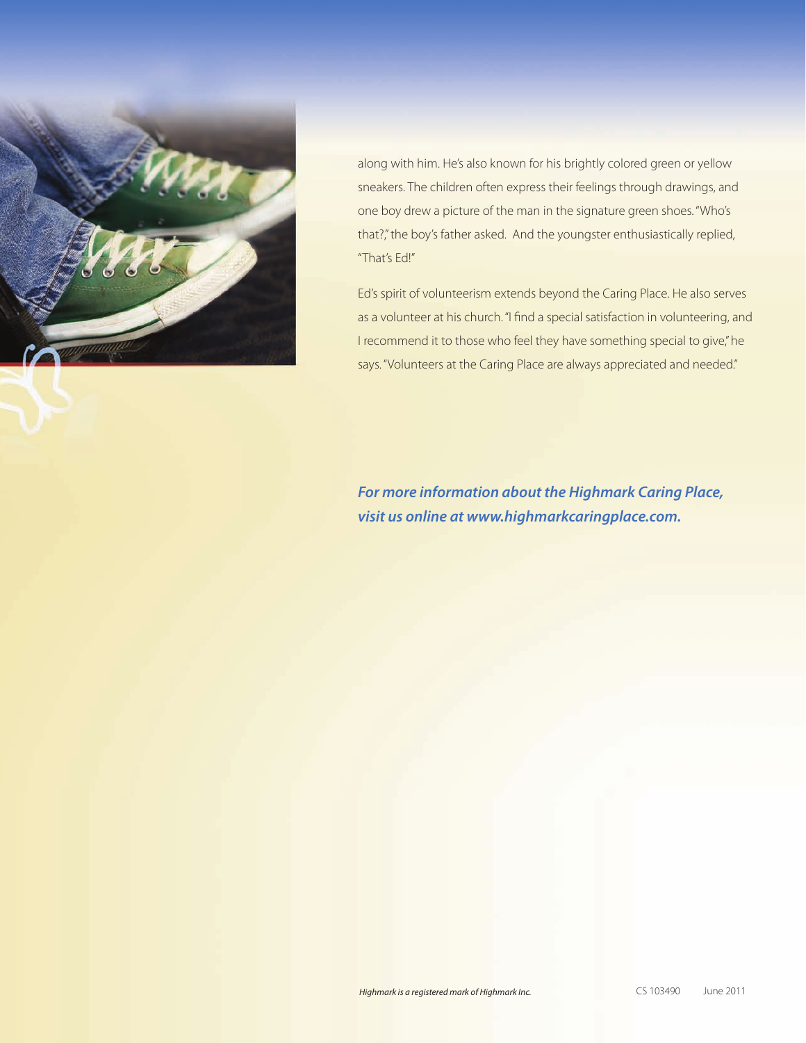along with him. He's also known for his brightly colored green or yellow sneakers. The children often express their feelings through drawings, and one boy drew a picture of the man in the signature green shoes. "Who's that?," the boy's father asked. And the youngster enthusiastically replied, "That's Ed!"

Ed's spirit of volunteerism extends beyond the Caring Place. He also serves as a volunteer at his church. "I find a special satisfaction in volunteering, and I recommend it to those who feel they have something special to give," he says. "Volunteers at the Caring Place are always appreciated and needed."

***For more information about the Highmark Caring Place, visit us online at www.highmarkcaringplace.com.***

*Highmark is a registered mark of Highmark Inc.*

CS 103490 June 2011